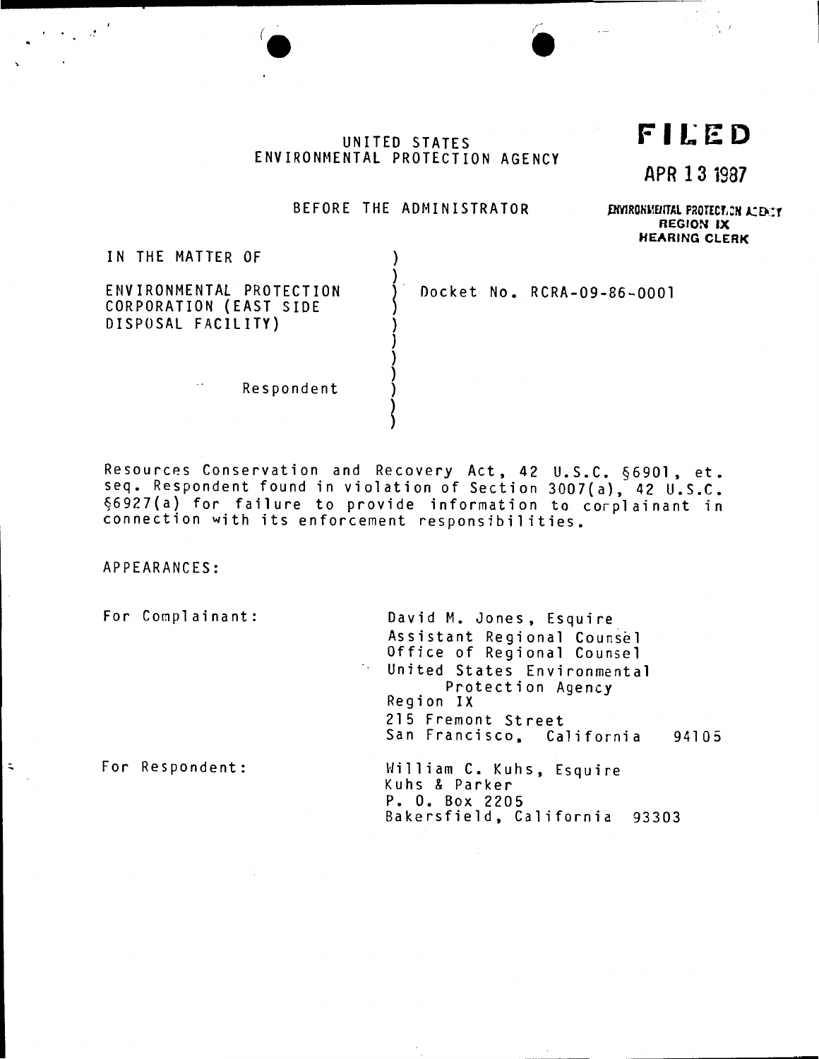**FILED**

**APR 13 1987**

**ENVIRONMENTAL PROTECTION AGENCY**
**REGION IX**
**HEARING CLERK**

UNITED STATES
ENVIRONMENTAL PROTECTION AGENCY

BEFORE THE ADMINISTRATOR

| | |
|---|---|
| IN THE MATTER OF<br><br>ENVIRONMENTAL PROTECTION CORPORATION (EAST SIDE DISPOSAL FACILITY)<br><br>Respondent | Docket No. RCRA-09-86-0001 |

Resources Conservation and Recovery Act, 42 U.S.C. §6901, et. seq. Respondent found in violation of Section 3007(a), 42 U.S.C. §6927(a) for failure to provide information to corplainant in connection with its enforcement responsibilities.

APPEARANCES:

For Complainant:

David M. Jones, Esquire
Assistant Regional Counsel
Office of Regional Counsel
United States Environmental Protection Agency
Region IX
215 Fremont Street
San Francisco, California 94105

For Respondent:

William C. Kuhs, Esquire
Kuhs & Parker
P. O. Box 2205
Bakersfield, California 93303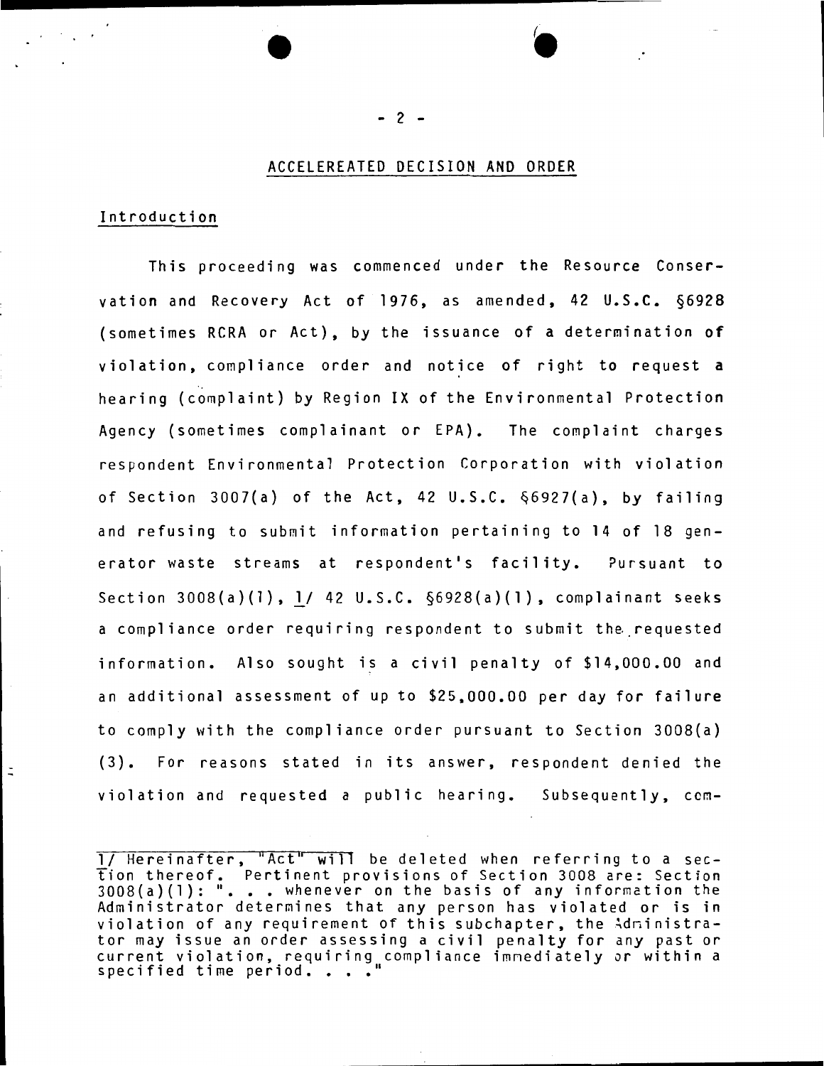## ACCELEREATED DECISION AND ORDER

### Introduction

This proceeding was commenced under the Resource Conservation and Recovery Act of 1976, as amended, 42 U.S.C. §6928 (sometimes RCRA or Act), by the issuance of a determination of violation, compliance order and notice of right to request a hearing (complaint) by Region IX of the Environmental Protection Agency (sometimes complainant or EPA). The complaint charges respondent Environmental Protection Corporation with violation of Section 3007(a) of the Act, 42 U.S.C. §6927(a), by failing and refusing to submit information pertaining to 14 of 18 generator waste streams at respondent's facility. Pursuant to Section 3008(a)(1), 1/ 42 U.S.C. §6928(a)(1), complainant seeks a compliance order requiring respondent to submit the requested information. Also sought is a civil penalty of $14,000.00 and an additional assessment of up to $25,000.00 per day for failure to comply with the compliance order pursuant to Section 3008(a)(3). For reasons stated in its answer, respondent denied the violation and requested a public hearing. Subsequently, com-

---

1/ Hereinafter, "Act" will be deleted when referring to a section thereof. Pertinent provisions of Section 3008 are: Section 3008(a)(1): ". . . whenever on the basis of any information the Administrator determines that any person has violated or is in violation of any requirement of this subchapter, the Administrator may issue an order assessing a civil penalty for any past or current violation, requiring compliance immediately or within a specified time period. . . ."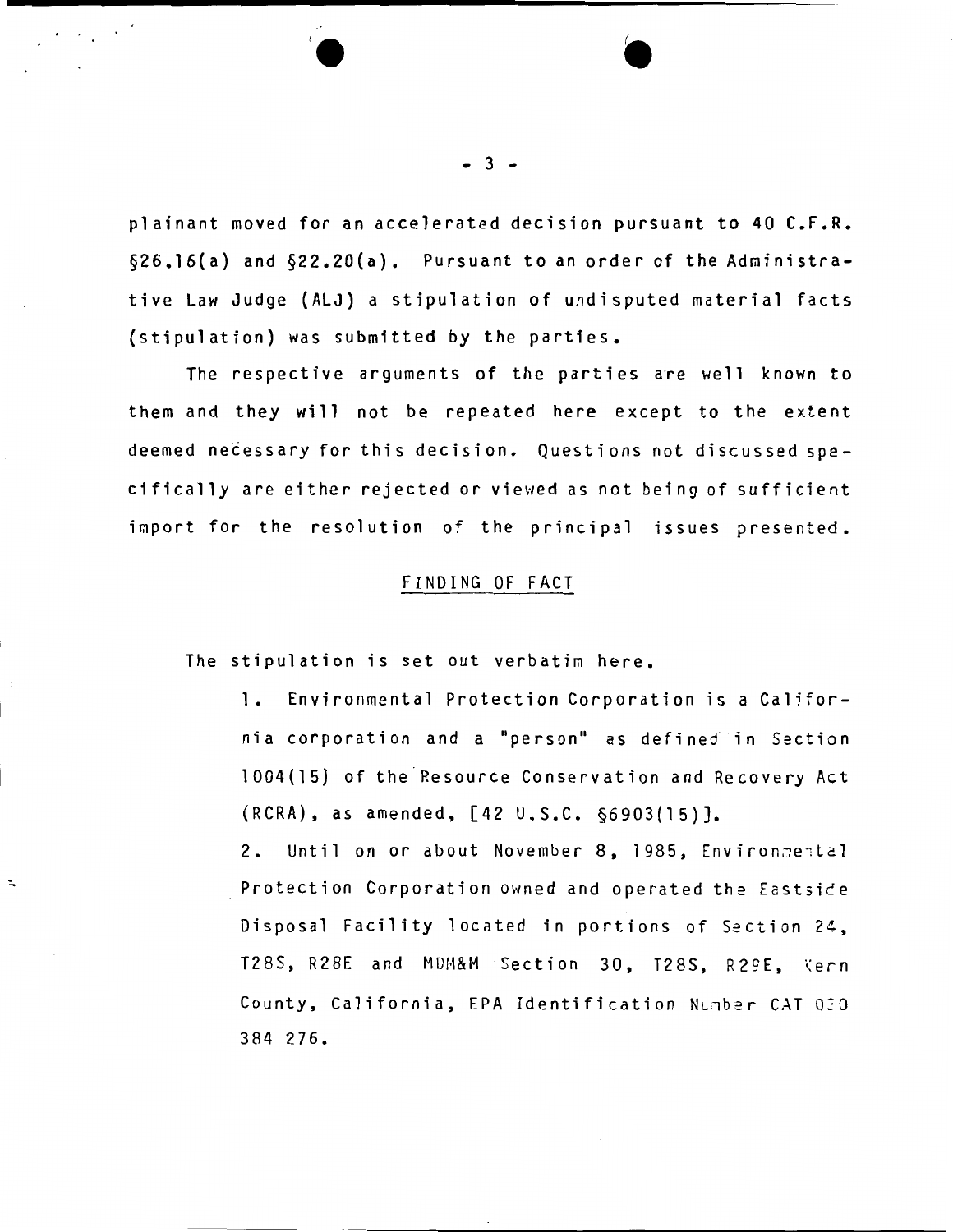plainant moved for an accelerated decision pursuant to 40 C.F.R. §26.16(a) and §22.20(a). Pursuant to an order of the Administrative Law Judge (ALJ) a stipulation of undisputed material facts (stipulation) was submitted by the parties.

The respective arguments of the parties are well known to them and they will not be repeated here except to the extent deemed necessary for this decision. Questions not discussed specifically are either rejected or viewed as not being of sufficient import for the resolution of the principal issues presented.

## FINDING OF FACT

The stipulation is set out verbatim here.

1. Environmental Protection Corporation is a California corporation and a "person" as defined in Section 1004(15) of the Resource Conservation and Recovery Act (RCRA), as amended, [42 U.S.C. §6903(15)].

2. Until on or about November 8, 1985, Environmental Protection Corporation owned and operated the Eastside Disposal Facility located in portions of Section 24, T28S, R28E and MDM&M Section 30, T28S, R29E, Kern County, California, EPA Identification Number CAT 080 384 276.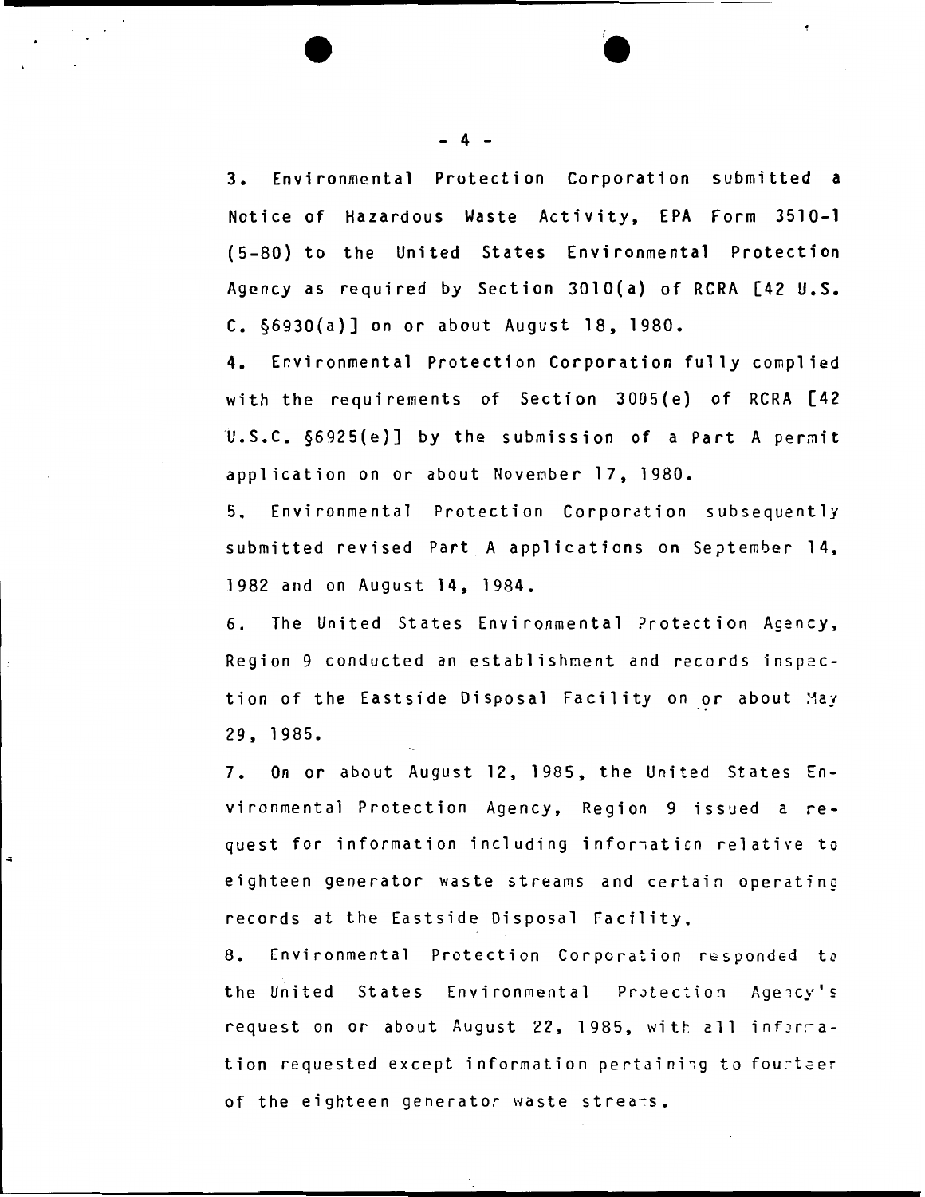3. Environmental Protection Corporation submitted a Notice of Hazardous Waste Activity, EPA Form 3510-1 (5-80) to the United States Environmental Protection Agency as required by Section 3010(a) of RCRA [42 U.S.C. §6930(a)] on or about August 18, 1980.

4. Environmental Protection Corporation fully complied with the requirements of Section 3005(e) of RCRA [42 U.S.C. §6925(e)] by the submission of a Part A permit application on or about November 17, 1980.

5. Environmental Protection Corporation subsequently submitted revised Part A applications on September 14, 1982 and on August 14, 1984.

6. The United States Environmental Protection Agency, Region 9 conducted an establishment and records inspection of the Eastside Disposal Facility on or about May 29, 1985.

7. On or about August 12, 1985, the United States Environmental Protection Agency, Region 9 issued a request for information including information relative to eighteen generator waste streams and certain operating records at the Eastside Disposal Facility.

8. Environmental Protection Corporation responded to the United States Environmental Protection Agency's request on or about August 22, 1985, with all information requested except information pertaining to fourteen of the eighteen generator waste streams.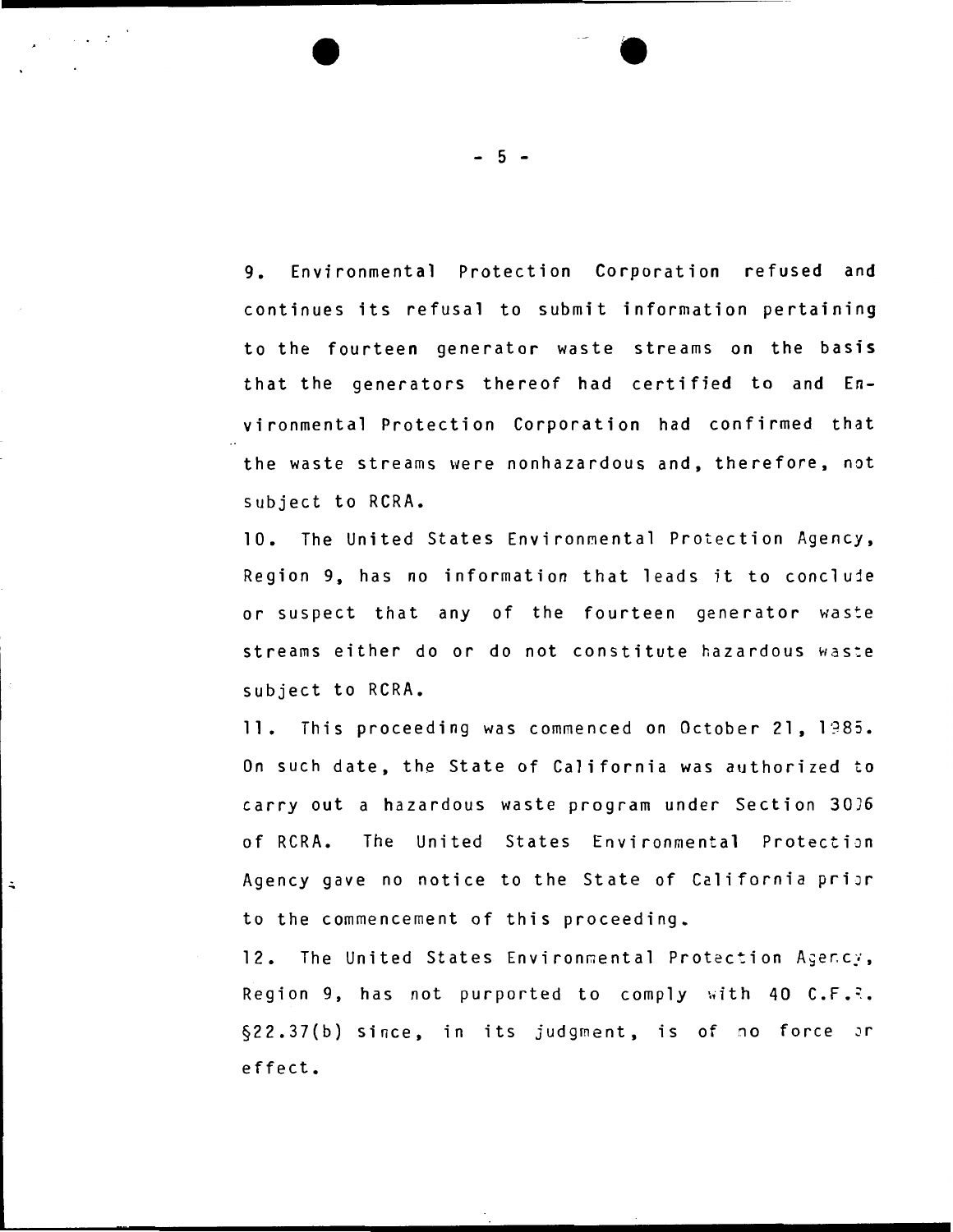9. Environmental Protection Corporation refused and continues its refusal to submit information pertaining to the fourteen generator waste streams on the basis that the generators thereof had certified to and Environmental Protection Corporation had confirmed that the waste streams were nonhazardous and, therefore, not subject to RCRA.

10. The United States Environmental Protection Agency, Region 9, has no information that leads it to conclude or suspect that any of the fourteen generator waste streams either do or do not constitute hazardous waste subject to RCRA.

11. This proceeding was commenced on October 21, 1985. On such date, the State of California was authorized to carry out a hazardous waste program under Section 3006 of RCRA. The United States Environmental Protection Agency gave no notice to the State of California prior to the commencement of this proceeding.

12. The United States Environmental Protection Agency, Region 9, has not purported to comply with 40 C.F.R. §22.37(b) since, in its judgment, is of no force or effect.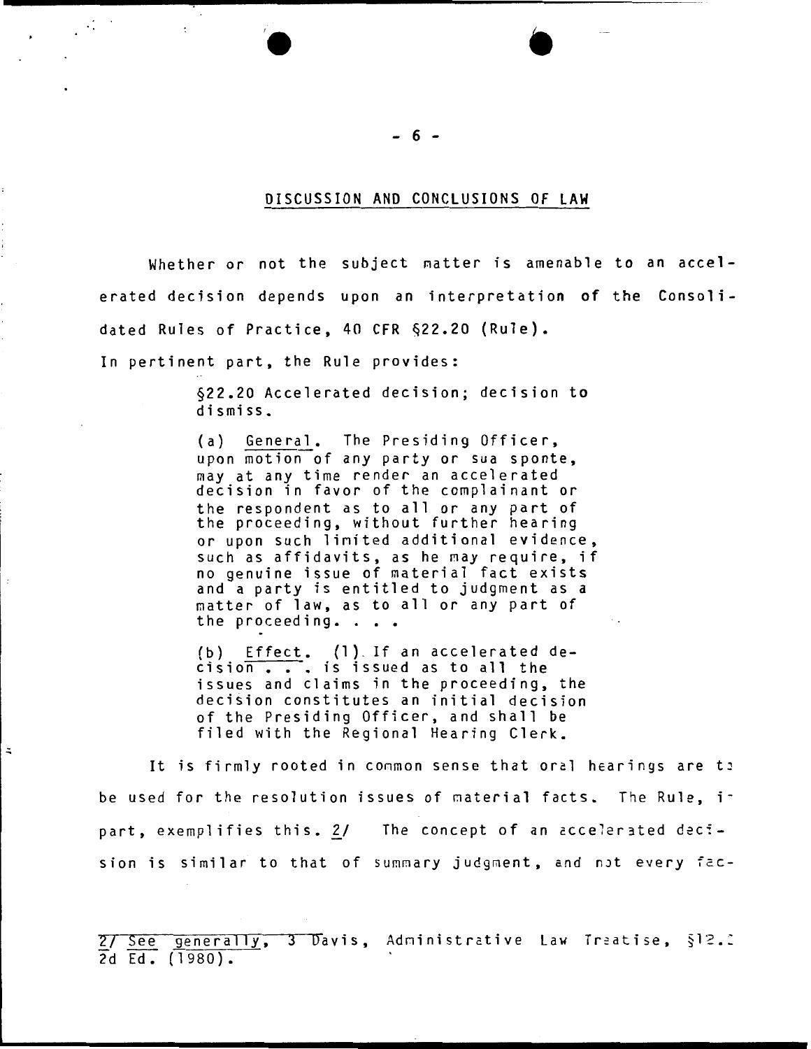## DISCUSSION AND CONCLUSIONS OF LAW

Whether or not the subject matter is amenable to an accelerated decision depends upon an interpretation of the Consolidated Rules of Practice, 40 CFR §22.20 (Rule).

In pertinent part, the Rule provides:

> §22.20 Accelerated decision; decision to dismiss.
>
> (a) General. The Presiding Officer, upon motion of any party or sua sponte, may at any time render an accelerated decision in favor of the complainant or the respondent as to all or any part of the proceeding, without further hearing or upon such limited additional evidence, such as affidavits, as he may require, if no genuine issue of material fact exists and a party is entitled to judgment as a matter of law, as to all or any part of the proceeding. . . .
>
> (b) Effect. (1) If an accelerated decision . . . is issued as to all the issues and claims in the proceeding, the decision constitutes an initial decision of the Presiding Officer, and shall be filed with the Regional Hearing Clerk.

It is firmly rooted in common sense that oral hearings are to be used for the resolution issues of material facts. The Rule, in part, exemplifies this. 2/ The concept of an accelerated decision is similar to that of summary judgment, and not every fac-

2/ See generally, 3 Davis, Administrative Law Treatise, §12.2 2d Ed. (1980).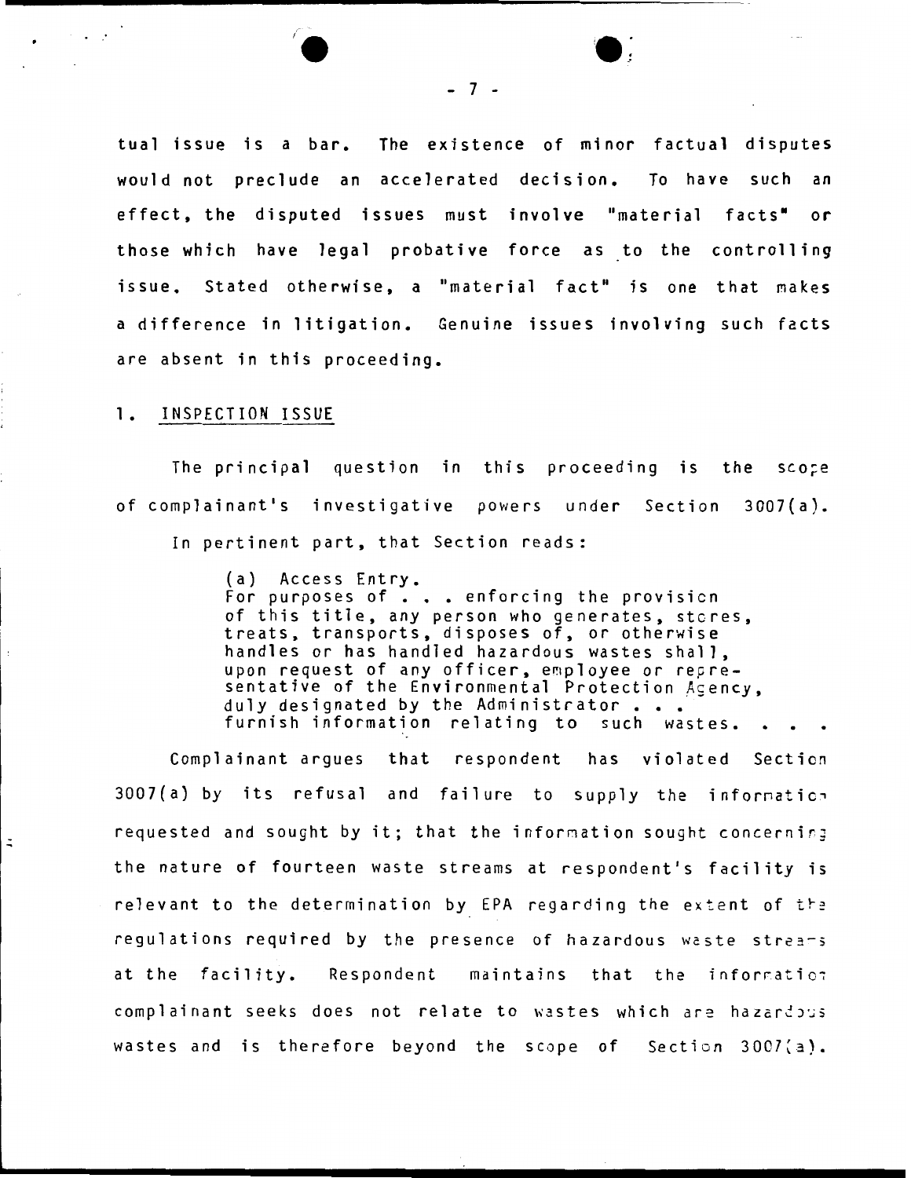tual issue is a bar. The existence of minor factual disputes would not preclude an accelerated decision. To have such an effect, the disputed issues must involve "material facts" or those which have legal probative force as to the controlling issue. Stated otherwise, a "material fact" is one that makes a difference in litigation. Genuine issues involving such facts are absent in this proceeding.

## 1. INSPECTION ISSUE

The principal question in this proceeding is the scope of complainant's investigative powers under Section 3007(a). In pertinent part, that Section reads:

> (a) Access Entry.
> For purposes of . . . enforcing the provision of this title, any person who generates, stores, treats, transports, disposes of, or otherwise handles or has handled hazardous wastes shall, upon request of any officer, employee or representative of the Environmental Protection Agency, duly designated by the Administrator . . . furnish information relating to such wastes. . . .

Complainant argues that respondent has violated Section 3007(a) by its refusal and failure to supply the information requested and sought by it; that the information sought concerning the nature of fourteen waste streams at respondent's facility is relevant to the determination by EPA regarding the extent of the regulations required by the presence of hazardous waste streams at the facility. Respondent maintains that the information complainant seeks does not relate to wastes which are hazardous wastes and is therefore beyond the scope of Section 3007(a).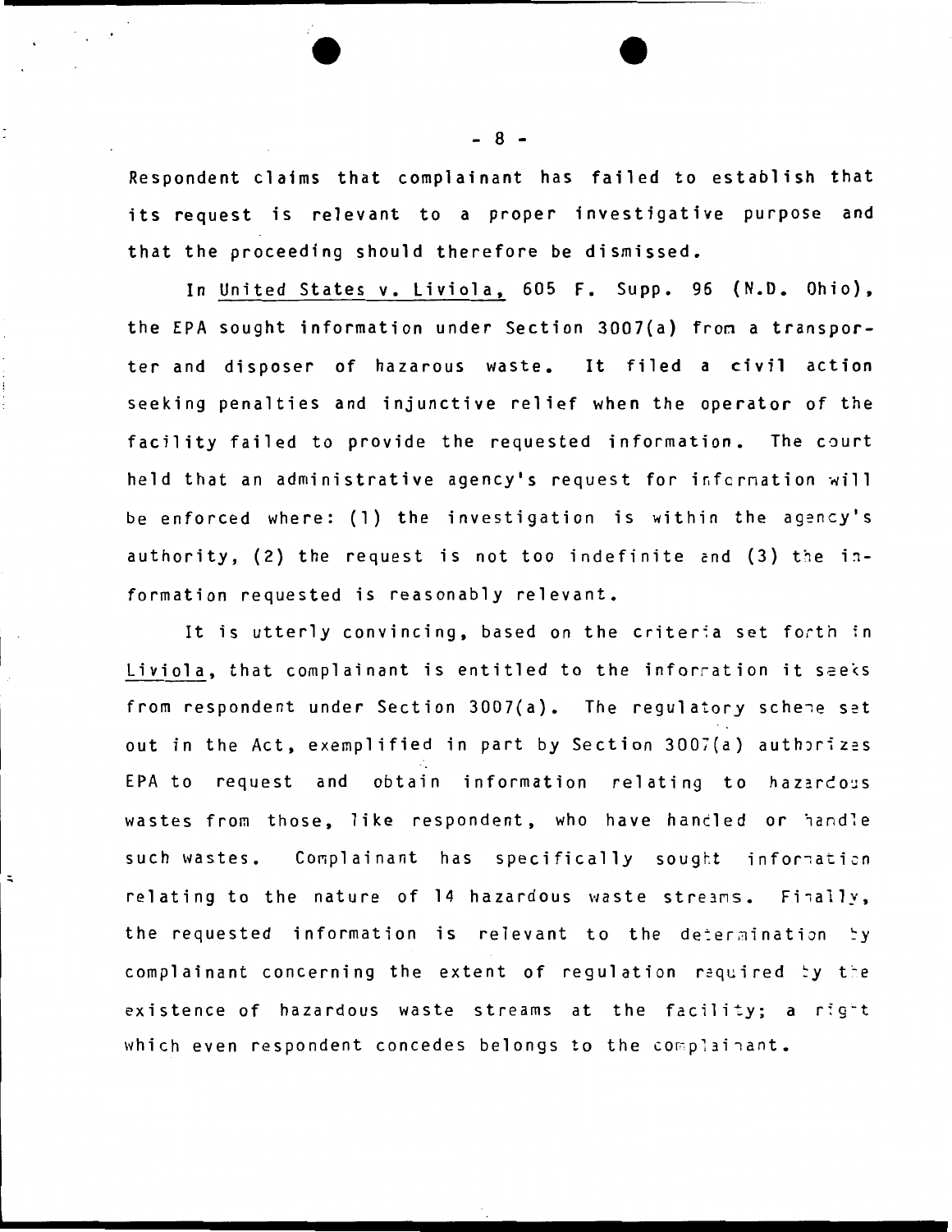Respondent claims that complainant has failed to establish that its request is relevant to a proper investigative purpose and that the proceeding should therefore be dismissed.

In United States v. Liviola, 605 F. Supp. 96 (N.D. Ohio), the EPA sought information under Section 3007(a) from a transporter and disposer of hazarous waste. It filed a civil action seeking penalties and injunctive relief when the operator of the facility failed to provide the requested information. The court held that an administrative agency's request for information will be enforced where: (1) the investigation is within the agency's authority, (2) the request is not too indefinite and (3) the information requested is reasonably relevant.

It is utterly convincing, based on the criteria set forth in Liviola, that complainant is entitled to the information it seeks from respondent under Section 3007(a). The regulatory scheme set out in the Act, exemplified in part by Section 3007(a) authorizes EPA to request and obtain information relating to hazardous wastes from those, like respondent, who have handled or handle such wastes. Complainant has specifically sought information relating to the nature of 14 hazardous waste streams. Finally, the requested information is relevant to the determination by complainant concerning the extent of regulation required by the existence of hazardous waste streams at the facility; a right which even respondent concedes belongs to the complainant.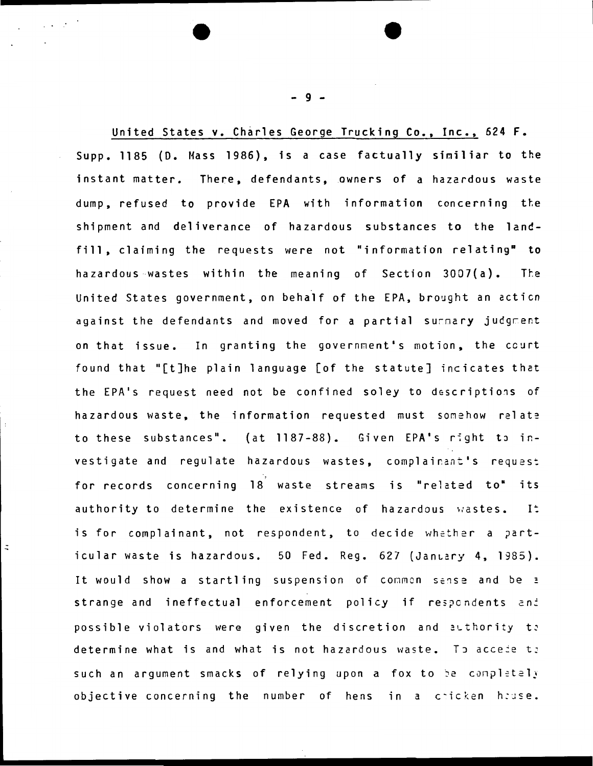United States v. Charles George Trucking Co., Inc., 624 F. Supp. 1185 (D. Mass 1986), is a case factually similiar to the instant matter. There, defendants, owners of a hazardous waste dump, refused to provide EPA with information concerning the shipment and deliverance of hazardous substances to the landfill, claiming the requests were not "information relating" to hazardous wastes within the meaning of Section 3007(a). The United States government, on behalf of the EPA, brought an action against the defendants and moved for a partial summary judgment on that issue. In granting the government's motion, the court found that "[t]he plain language [of the statute] indicates that the EPA's request need not be confined soley to descriptions of hazardous waste, the information requested must somehow relate to these substances". (at 1187-88). Given EPA's right to investigate and regulate hazardous wastes, complainant's request for records concerning 18 waste streams is "related to" its authority to determine the existence of hazardous wastes. It is for complainant, not respondent, to decide whether a particular waste is hazardous. 50 Fed. Reg. 627 (January 4, 1985). It would show a startling suspension of common sense and be a strange and ineffectual enforcement policy if respondents and possible violators were given the discretion and authority to determine what is and what is not hazardous waste. To accede to such an argument smacks of relying upon a fox to be completely objective concerning the number of hens in a chicken house.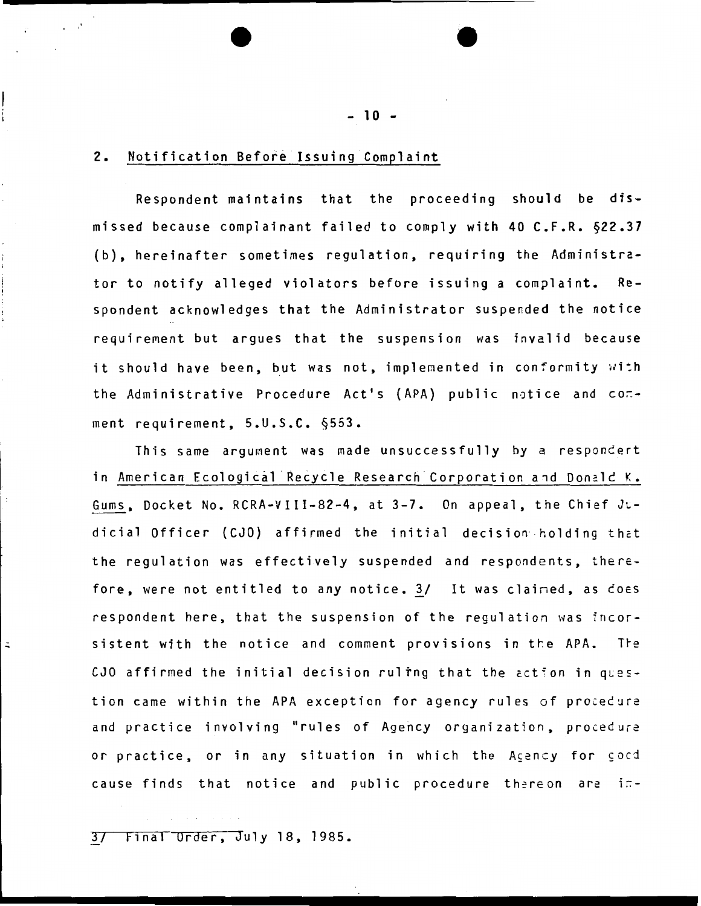## 2. Notification Before Issuing Complaint

Respondent maintains that the proceeding should be dismissed because complainant failed to comply with 40 C.F.R. §22.37 (b), hereinafter sometimes regulation, requiring the Administrator to notify alleged violators before issuing a complaint. Respondent acknowledges that the Administrator suspended the notice requirement but argues that the suspension was invalid because it should have been, but was not, implemented in conformity with the Administrative Procedure Act's (APA) public notice and comment requirement, 5.U.S.C. §553.

This same argument was made unsuccessfully by a respondent in American Ecological Recycle Research Corporation and Donald K. Gums, Docket No. RCRA-VIII-82-4, at 3-7. On appeal, the Chief Judicial Officer (CJO) affirmed the initial decision holding that the regulation was effectively suspended and respondents, therefore, were not entitled to any notice. 3/ It was claimed, as does respondent here, that the suspension of the regulation was inconsistent with the notice and comment provisions in the APA. The CJO affirmed the initial decision ruling that the action in question came within the APA exception for agency rules of procedure and practice involving "rules of Agency organization, procedure or practice, or in any situation in which the Agency for good cause finds that notice and public procedure thereon are in-

3/ Final Order, July 18, 1985.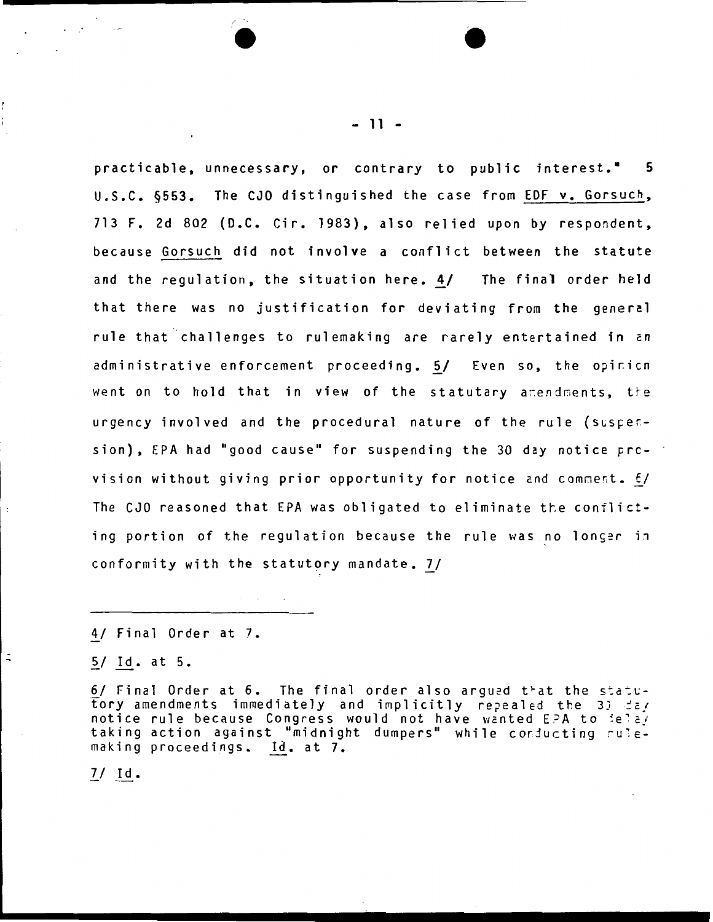practicable, unnecessary, or contrary to public interest." 5 U.S.C. §553. The CJO distinguished the case from EDF v. Gorsuch, 713 F. 2d 802 (D.C. Cir. 1983), also relied upon by respondent, because Gorsuch did not involve a conflict between the statute and the regulation, the situation here. 4/ The final order held that there was no justification for deviating from the general rule that challenges to rulemaking are rarely entertained in an administrative enforcement proceeding. 5/ Even so, the opinion went on to hold that in view of the statutory amendments, the urgency involved and the procedural nature of the rule (suspension), EPA had "good cause" for suspending the 30 day notice provision without giving prior opportunity for notice and comment. 6/ The CJO reasoned that EPA was obligated to eliminate the conflicting portion of the regulation because the rule was no longer in conformity with the statutory mandate. 7/

---

4/ Final Order at 7.

5/ Id. at 5.

6/ Final Order at 6. The final order also argued that the statutory amendments immediately and implicitly repealed the 30 day notice rule because Congress would not have wanted EPA to delay taking action against "midnight dumpers" while conducting rulemaking proceedings. Id. at 7.

7/ Id.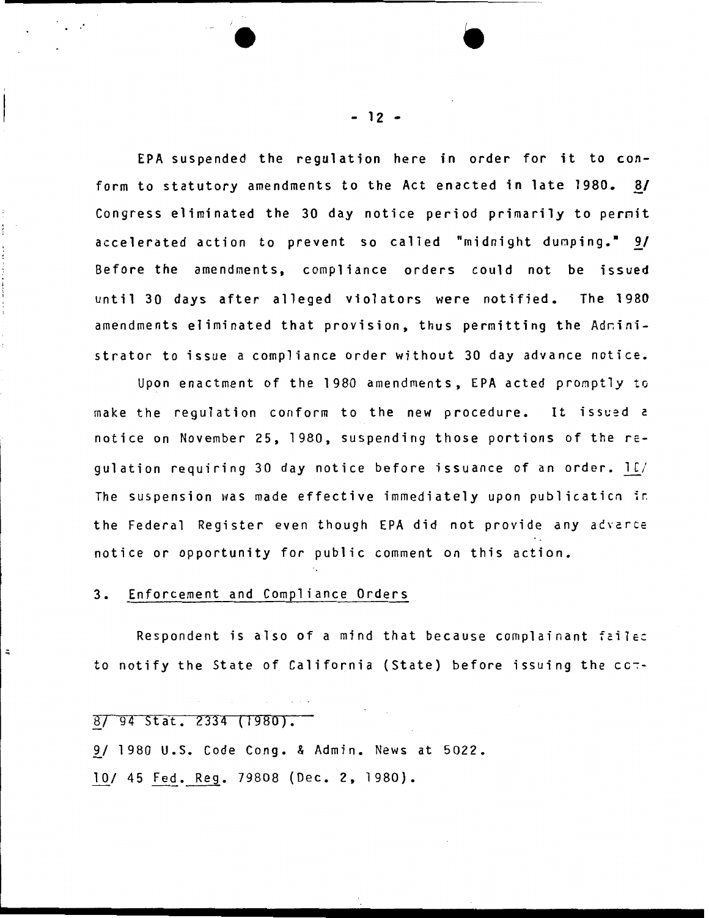EPA suspended the regulation here in order for it to conform to statutory amendments to the Act enacted in late 1980. 8/ Congress eliminated the 30 day notice period primarily to permit accelerated action to prevent so called "midnight dumping." 9/ Before the amendments, compliance orders could not be issued until 30 days after alleged violators were notified. The 1980 amendments eliminated that provision, thus permitting the Administrator to issue a compliance order without 30 day advance notice.

Upon enactment of the 1980 amendments, EPA acted promptly to make the regulation conform to the new procedure. It issued a notice on November 25, 1980, suspending those portions of the regulation requiring 30 day notice before issuance of an order. 10/ The suspension was made effective immediately upon publication in the Federal Register even though EPA did not provide any advance notice or opportunity for public comment on this action.

### 3. Enforcement and Compliance Orders

Respondent is also of a mind that because complainant failed to notify the State of California (State) before issuing the com-

---

8/ 94 Stat. 2334 (1980).

9/ 1980 U.S. Code Cong. & Admin. News at 5022.

10/ 45 Fed. Reg. 79808 (Dec. 2, 1980).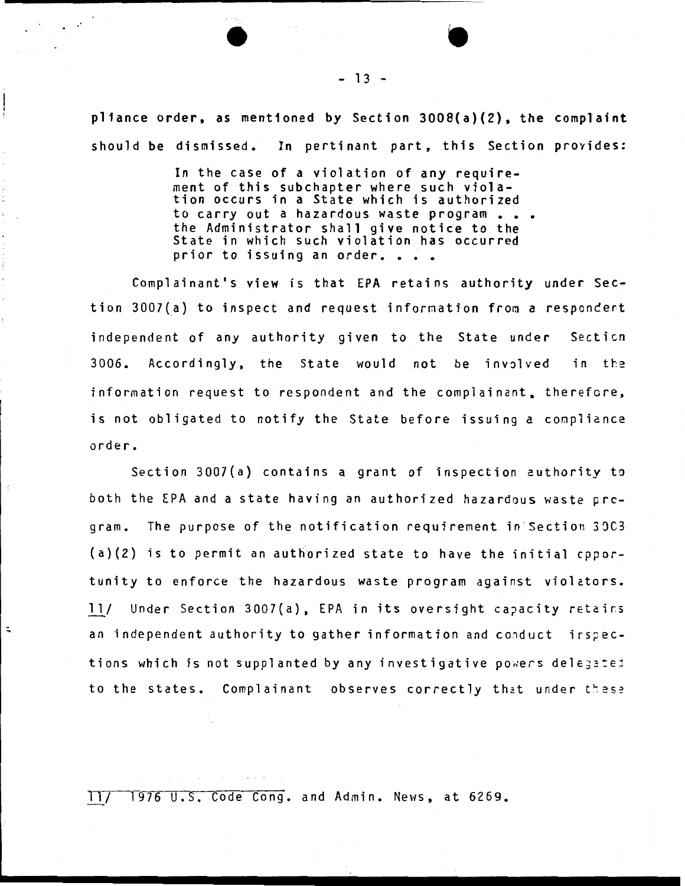pliance order, as mentioned by Section 3008(a)(2), the complaint should be dismissed. In pertinant part, this Section provides:

> In the case of a violation of any requirement of this subchapter where such violation occurs in a State which is authorized to carry out a hazardous waste program . . . the Administrator shall give notice to the State in which such violation has occurred prior to issuing an order. . . .

Complainant's view is that EPA retains authority under Section 3007(a) to inspect and request information from a respondent independent of any authority given to the State under Section 3006. Accordingly, the State would not be involved in the information request to respondent and the complainant, therefore, is not obligated to notify the State before issuing a compliance order.

Section 3007(a) contains a grant of inspection authority to both the EPA and a state having an authorized hazardous waste program. The purpose of the notification requirement in Section 3008 (a)(2) is to permit an authorized state to have the initial opportunity to enforce the hazardous waste program against violators. 11/ Under Section 3007(a), EPA in its oversight capacity retains an independent authority to gather information and conduct inspections which is not supplanted by any investigative powers delegated to the states. Complainant observes correctly that under these

---

11/ 1976 U.S. Code Cong. and Admin. News, at 6269.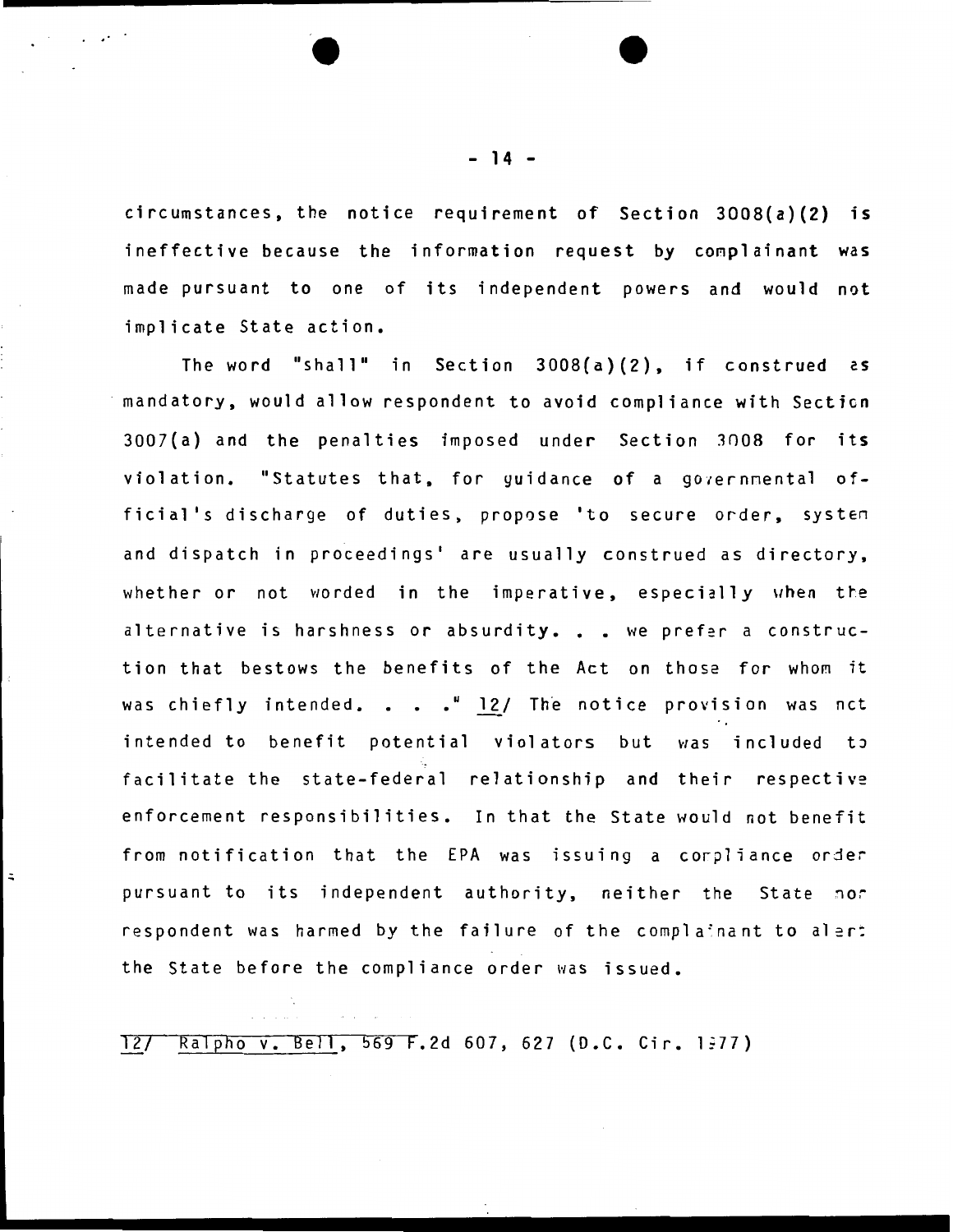circumstances, the notice requirement of Section 3008(a)(2) is ineffective because the information request by complainant was made pursuant to one of its independent powers and would not implicate State action.

The word "shall" in Section 3008(a)(2), if construed as mandatory, would allow respondent to avoid compliance with Section 3007(a) and the penalties imposed under Section 3008 for its violation. "Statutes that, for guidance of a governmental official's discharge of duties, propose 'to secure order, system and dispatch in proceedings' are usually construed as directory, whether or not worded in the imperative, especially when the alternative is harshness or absurdity. . . we prefer a construction that bestows the benefits of the Act on those for whom it was chiefly intended. . . ." 12/ The notice provision was not intended to benefit potential violators but was included to facilitate the state-federal relationship and their respective enforcement responsibilities. In that the State would not benefit from notification that the EPA was issuing a compliance order pursuant to its independent authority, neither the State nor respondent was harmed by the failure of the complainant to alert the State before the compliance order was issued.

---

12/ Ralpho v. Bell, 569 F.2d 607, 627 (D.C. Cir. 1977)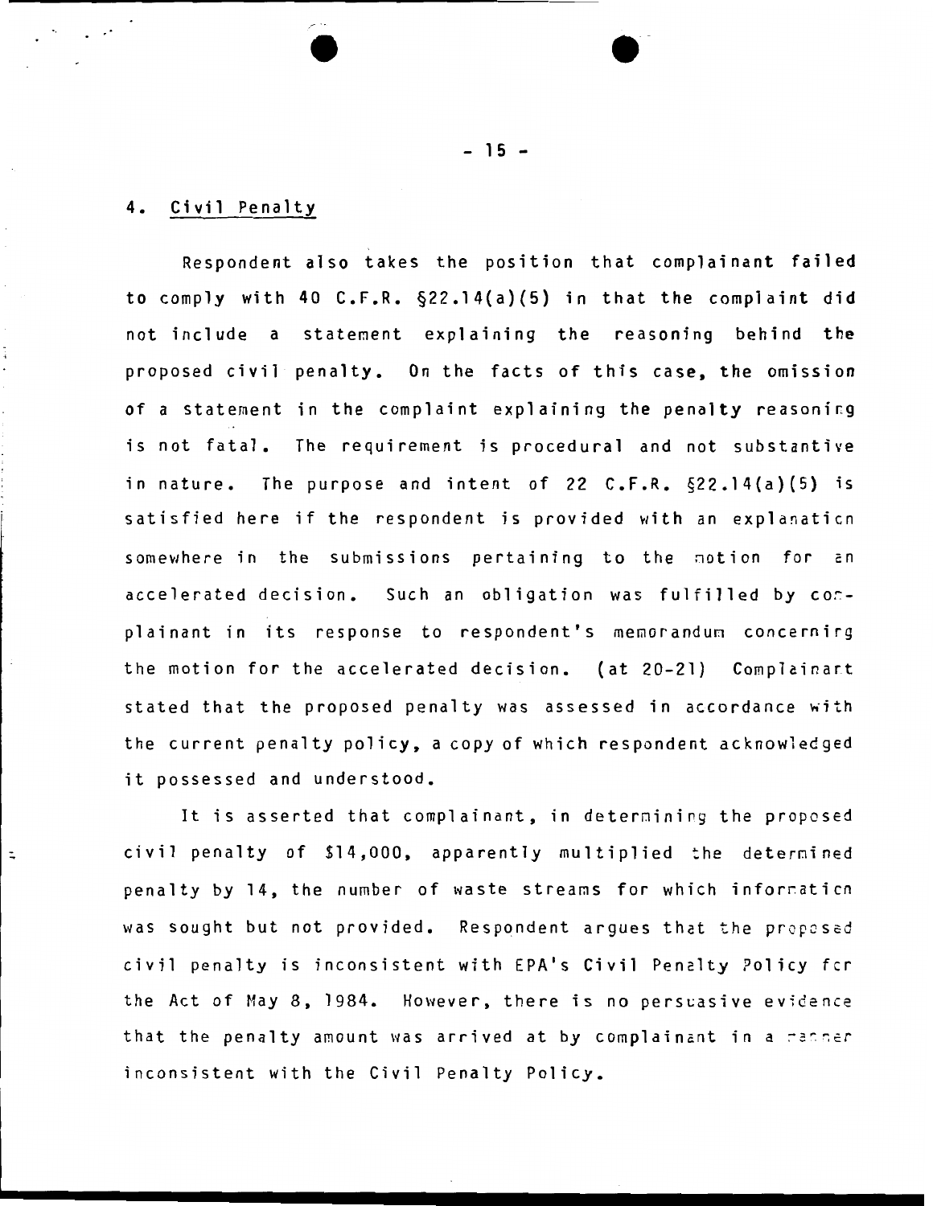## 4. Civil Penalty

Respondent also takes the position that complainant failed to comply with 40 C.F.R. §22.14(a)(5) in that the complaint did not include a statement explaining the reasoning behind the proposed civil penalty. On the facts of this case, the omission of a statement in the complaint explaining the penalty reasoning is not fatal. The requirement is procedural and not substantive in nature. The purpose and intent of 22 C.F.R. §22.14(a)(5) is satisfied here if the respondent is provided with an explanation somewhere in the submissions pertaining to the motion for an accelerated decision. Such an obligation was fulfilled by complainant in its response to respondent's memorandum concerning the motion for the accelerated decision. (at 20-21) Complainant stated that the proposed penalty was assessed in accordance with the current penalty policy, a copy of which respondent acknowledged it possessed and understood.

It is asserted that complainant, in determining the proposed civil penalty of $14,000, apparently multiplied the determined penalty by 14, the number of waste streams for which information was sought but not provided. Respondent argues that the proposed civil penalty is inconsistent with EPA's Civil Penalty Policy for the Act of May 8, 1984. However, there is no persuasive evidence that the penalty amount was arrived at by complainant in a manner inconsistent with the Civil Penalty Policy.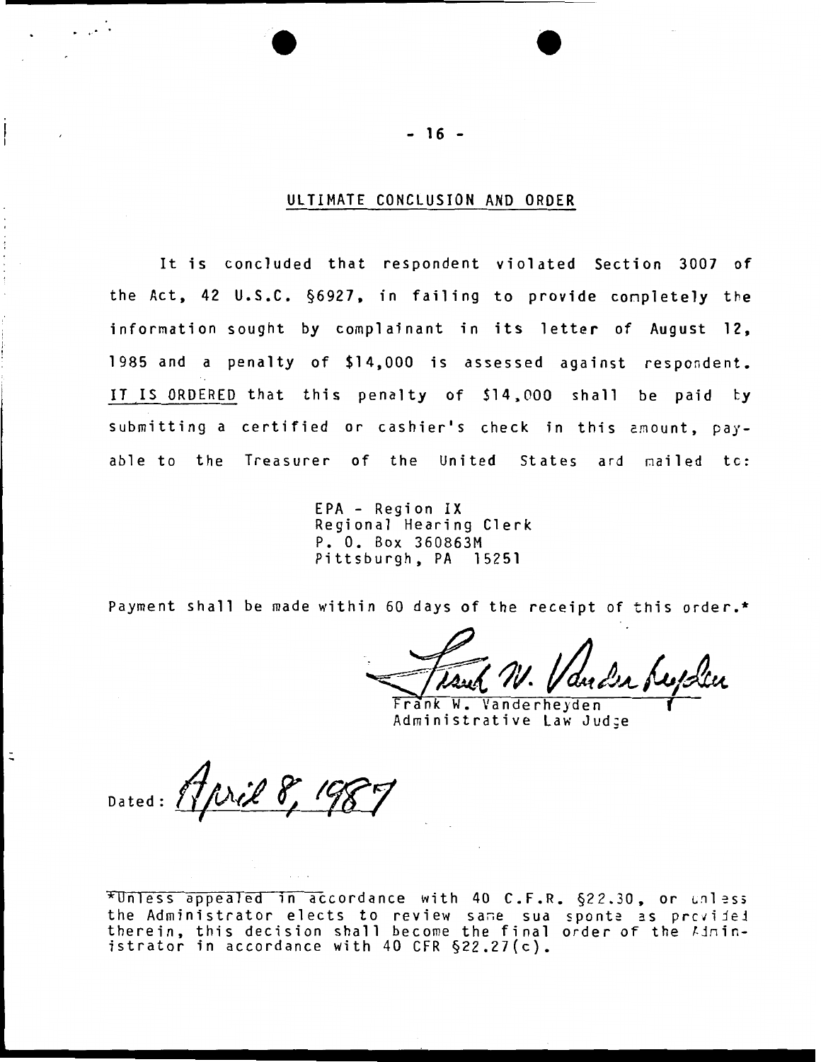## ULTIMATE CONCLUSION AND ORDER

It is concluded that respondent violated Section 3007 of the Act, 42 U.S.C. §6927, in failing to provide completely the information sought by complainant in its letter of August 12, 1985 and a penalty of $14,000 is assessed against respondent. IT IS ORDERED that this penalty of $14,000 shall be paid by submitting a certified or cashier's check in this amount, payable to the Treasurer of the United States and mailed to:

EPA - Region IX
Regional Hearing Clerk
P. O. Box 360863M
Pittsburgh, PA 15251

Payment shall be made within 60 days of the receipt of this order.*

Frank W. Vanderheyden
Administrative Law Judge

Dated: April 8, 1987

*Unless appealed in accordance with 40 C.F.R. §22.30, or unless the Administrator elects to review same sua sponte as provided therein, this decision shall become the final order of the Administrator in accordance with 40 CFR §22.27(c).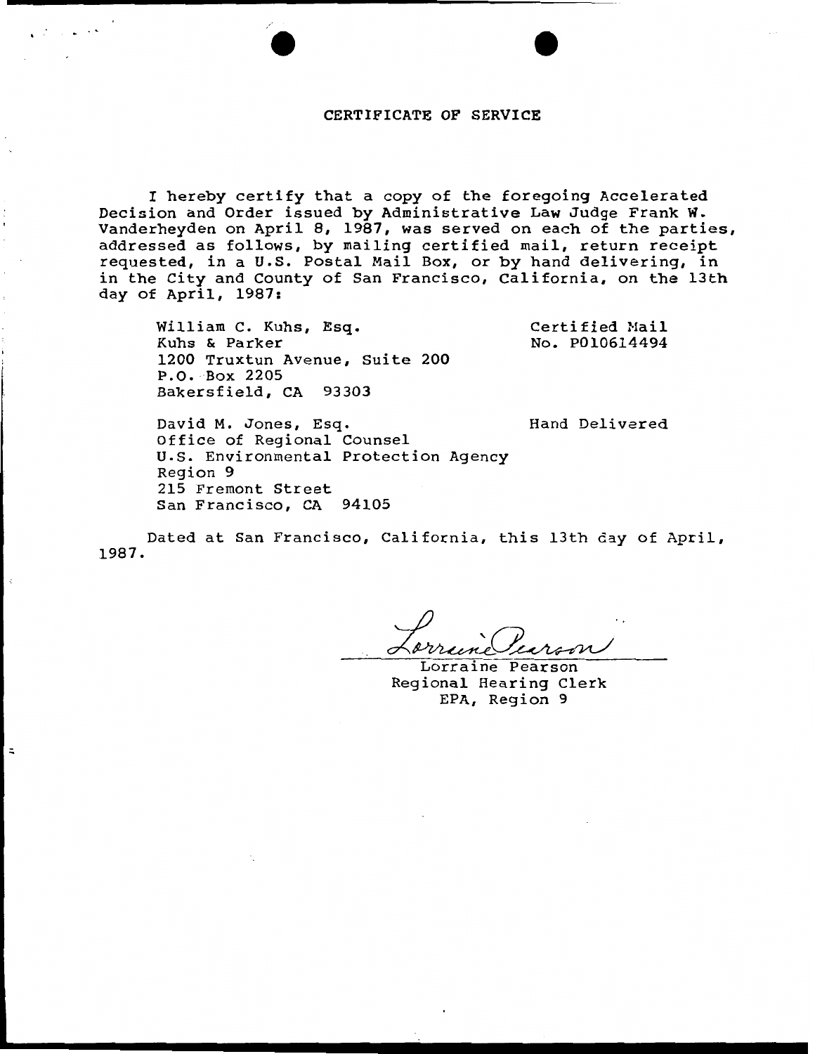# CERTIFICATE OF SERVICE

I hereby certify that a copy of the foregoing Accelerated Decision and Order issued by Administrative Law Judge Frank W. Vanderheyden on April 8, 1987, was served on each of the parties, addressed as follows, by mailing certified mail, return receipt requested, in a U.S. Postal Mail Box, or by hand delivering, in in the City and County of San Francisco, California, on the 13th day of April, 1987:

William C. Kuhs, Esq.
Kuhs & Parker
1200 Truxtun Avenue, Suite 200
P.O. Box 2205
Bakersfield, CA 93303

Certified Mail
No. P010614494

David M. Jones, Esq.
Office of Regional Counsel
U.S. Environmental Protection Agency
Region 9
215 Fremont Street
San Francisco, CA 94105

Hand Delivered

Dated at San Francisco, California, this 13th day of April, 1987.

Lorraine Pearson
Regional Hearing Clerk
EPA, Region 9